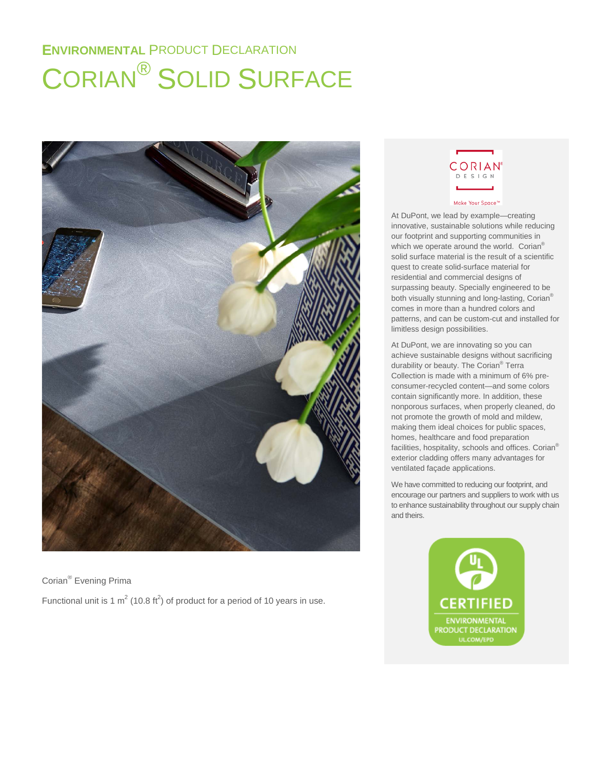# ENVIRONMENTAL PRODUCT DECLARATION

# CORIAN® SOLID SURFACE

Corian® Evening Prima

Functional unit is 1 $m^2$ (10.8 $ft^2$) of product for a period of 10 years in use.

CORIAN® DESIGN

Make Your Space™

At DuPont, we lead by example—creating innovative, sustainable solutions while reducing our footprint and supporting communities in which we operate around the world. Corian® solid surface material is the result of a scientific quest to create solid-surface material for residential and commercial designs of surpassing beauty. Specially engineered to be both visually stunning and long-lasting, Corian® comes in more than a hundred colors and patterns, and can be custom-cut and installed for limitless design possibilities.

At DuPont, we are innovating so you can achieve sustainable designs without sacrificing durability or beauty. The Corian® Terra Collection is made with a minimum of 6% pre-consumer-recycled content—and some colors contain significantly more. In addition, these nonporous surfaces, when properly cleaned, do not promote the growth of mold and mildew, making them ideal choices for public spaces, homes, healthcare and food preparation facilities, hospitality, schools and offices. Corian® exterior cladding offers many advantages for ventilated façade applications.

We have committed to reducing our footprint, and encourage our partners and suppliers to work with us to enhance sustainability throughout our supply chain and theirs.

UL CERTIFIED
ENVIRONMENTAL PRODUCT DECLARATION
UL.COM/EPD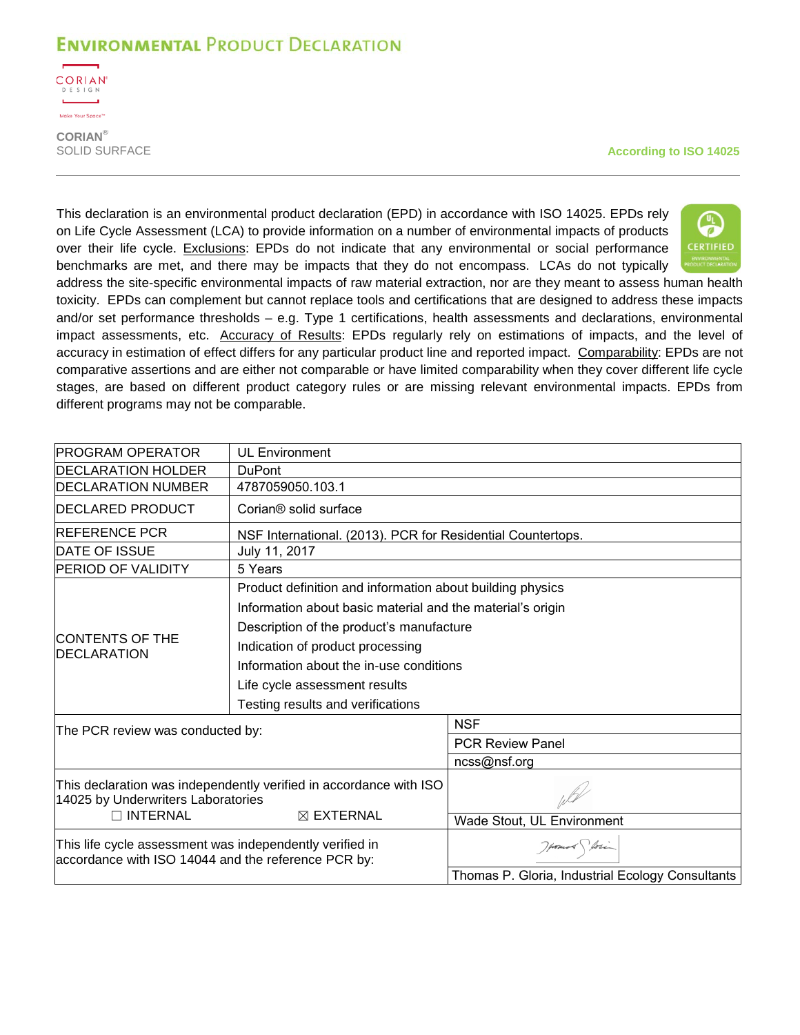# Environmental Product Declaration

CORIAN®
SOLID SURFACE

**According to ISO 14025**

This declaration is an environmental product declaration (EPD) in accordance with ISO 14025. EPDs rely on Life Cycle Assessment (LCA) to provide information on a number of environmental impacts of products over their life cycle. Exclusions: EPDs do not indicate that any environmental or social performance benchmarks are met, and there may be impacts that they do not encompass. LCAs do not typically address the site-specific environmental impacts of raw material extraction, nor are they meant to assess human health toxicity. EPDs can complement but cannot replace tools and certifications that are designed to address these impacts and/or set performance thresholds – e.g. Type 1 certifications, health assessments and declarations, environmental impact assessments, etc. Accuracy of Results: EPDs regularly rely on estimations of impacts, and the level of accuracy in estimation of effect differs for any particular product line and reported impact. Comparability: EPDs are not comparative assertions and are either not comparable or have limited comparability when they cover different life cycle stages, are based on different product category rules or are missing relevant environmental impacts. EPDs from different programs may not be comparable.

| | | |
|---|---|---|
| PROGRAM OPERATOR | UL Environment | |
| DECLARATION HOLDER | DuPont | |
| DECLARATION NUMBER | 4787059050.103.1 | |
| DECLARED PRODUCT | Corian® solid surface | |
| REFERENCE PCR | NSF International. (2013). PCR for Residential Countertops. | |
| DATE OF ISSUE | July 11, 2017 | |
| PERIOD OF VALIDITY | 5 Years | |
| CONTENTS OF THE DECLARATION | Product definition and information about building physics<br>Information about basic material and the material's origin<br>Description of the product's manufacture<br>Indication of product processing<br>Information about the in-use conditions<br>Life cycle assessment results<br>Testing results and verifications | |
| The PCR review was conducted by: | | NSF<br>PCR Review Panel<br>ncss@nsf.org |
| This declaration was independently verified in accordance with ISO 14025 by Underwriters Laboratories<br>☐ INTERNAL ☒ EXTERNAL | | Wade Stout, UL Environment |
| This life cycle assessment was independently verified in accordance with ISO 14044 and the reference PCR by: | | Thomas P. Gloria, Industrial Ecology Consultants |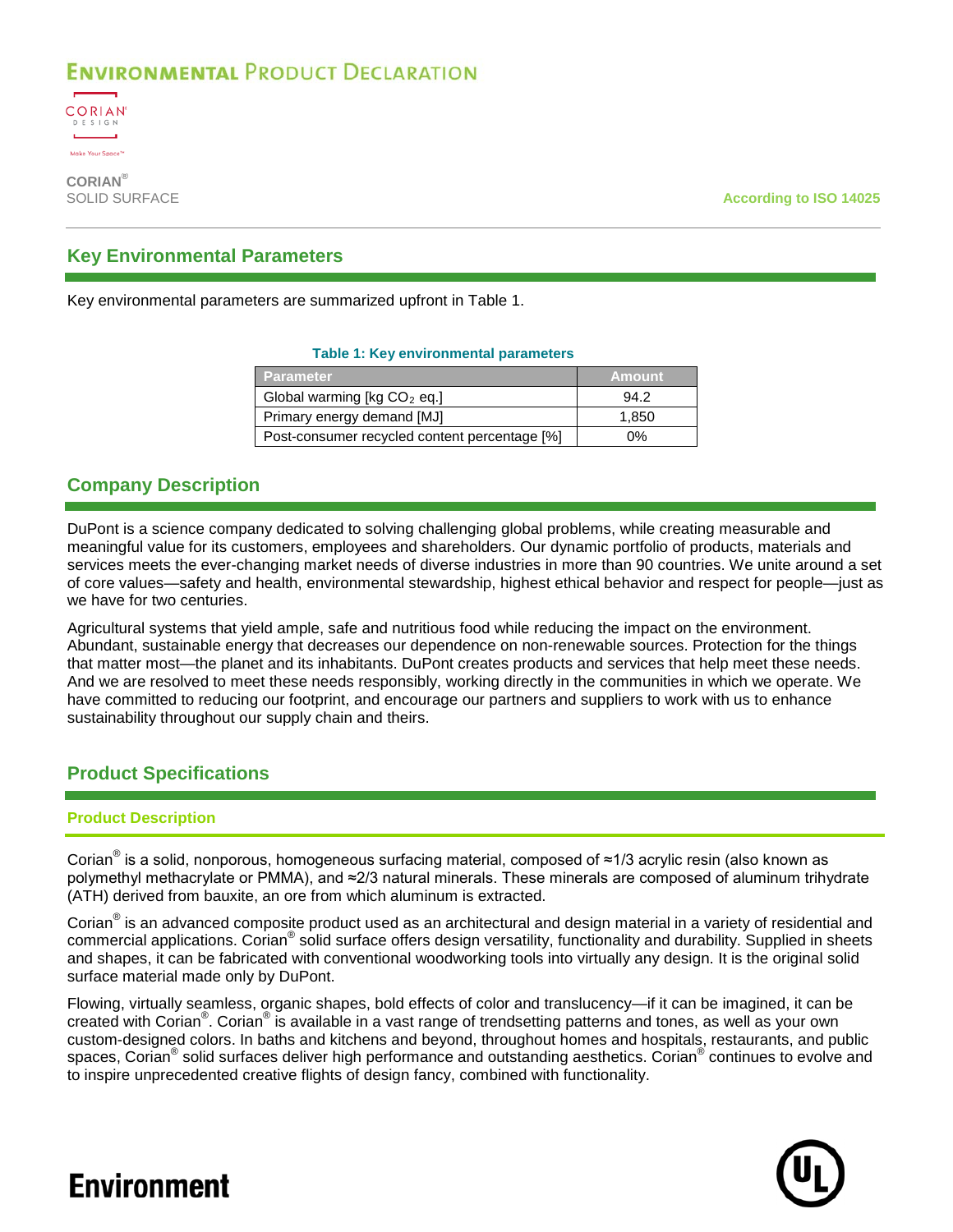# Environmental Product Declaration

**CORIAN®**
SOLID SURFACE

According to ISO 14025

## Key Environmental Parameters

Key environmental parameters are summarized upfront in Table 1.

**Table 1: Key environmental parameters**

| Parameter | Amount |
|---|---|
| Global warming [kg $CO_2$ eq.] | 94.2 |
| Primary energy demand [MJ] | 1,850 |
| Post-consumer recycled content percentage [%] | 0% |

## Company Description

DuPont is a science company dedicated to solving challenging global problems, while creating measurable and meaningful value for its customers, employees and shareholders. Our dynamic portfolio of products, materials and services meets the ever-changing market needs of diverse industries in more than 90 countries. We unite around a set of core values—safety and health, environmental stewardship, highest ethical behavior and respect for people—just as we have for two centuries.

Agricultural systems that yield ample, safe and nutritious food while reducing the impact on the environment. Abundant, sustainable energy that decreases our dependence on non-renewable sources. Protection for the things that matter most—the planet and its inhabitants. DuPont creates products and services that help meet these needs. And we are resolved to meet these needs responsibly, working directly in the communities in which we operate. We have committed to reducing our footprint, and encourage our partners and suppliers to work with us to enhance sustainability throughout our supply chain and theirs.

## Product Specifications

### Product Description

Corian® is a solid, nonporous, homogeneous surfacing material, composed of ≈1/3 acrylic resin (also known as polymethyl methacrylate or PMMA), and ≈2/3 natural minerals. These minerals are composed of aluminum trihydrate (ATH) derived from bauxite, an ore from which aluminum is extracted.

Corian® is an advanced composite product used as an architectural and design material in a variety of residential and commercial applications. Corian® solid surface offers design versatility, functionality and durability. Supplied in sheets and shapes, it can be fabricated with conventional woodworking tools into virtually any design. It is the original solid surface material made only by DuPont.

Flowing, virtually seamless, organic shapes, bold effects of color and translucency—if it can be imagined, it can be created with Corian®. Corian® is available in a vast range of trendsetting patterns and tones, as well as your own custom-designed colors. In baths and kitchens and beyond, throughout homes and hospitals, restaurants, and public spaces, Corian® solid surfaces deliver high performance and outstanding aesthetics. Corian® continues to evolve and to inspire unprecedented creative flights of design fancy, combined with functionality.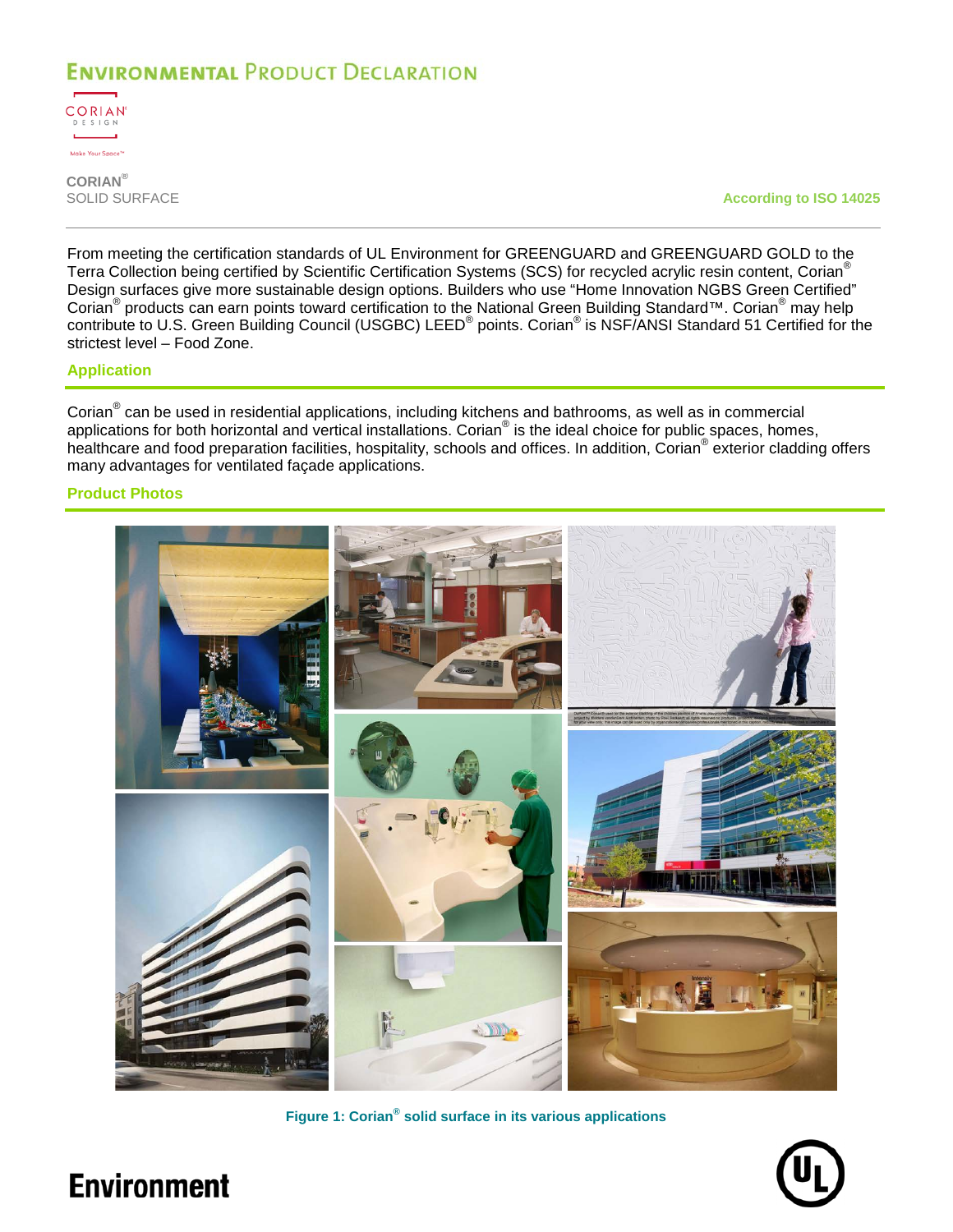From meeting the certification standards of UL Environment for GREENGUARD and GREENGUARD GOLD to the Terra Collection being certified by Scientific Certification Systems (SCS) for recycled acrylic resin content, Corian® Design surfaces give more sustainable design options. Builders who use “Home Innovation NGBS Green Certified” Corian® products can earn points toward certification to the National Green Building Standard™. Corian® may help contribute to U.S. Green Building Council (USGBC) LEED® points. Corian® is NSF/ANSI Standard 51 Certified for the strictest level – Food Zone.

## Application

Corian® can be used in residential applications, including kitchens and bathrooms, as well as in commercial applications for both horizontal and vertical installations. Corian® is the ideal choice for public spaces, homes, healthcare and food preparation facilities, hospitality, schools and offices. In addition, Corian® exterior cladding offers many advantages for ventilated façade applications.

## Product Photos

**Figure 1: Corian® solid surface in its various applications**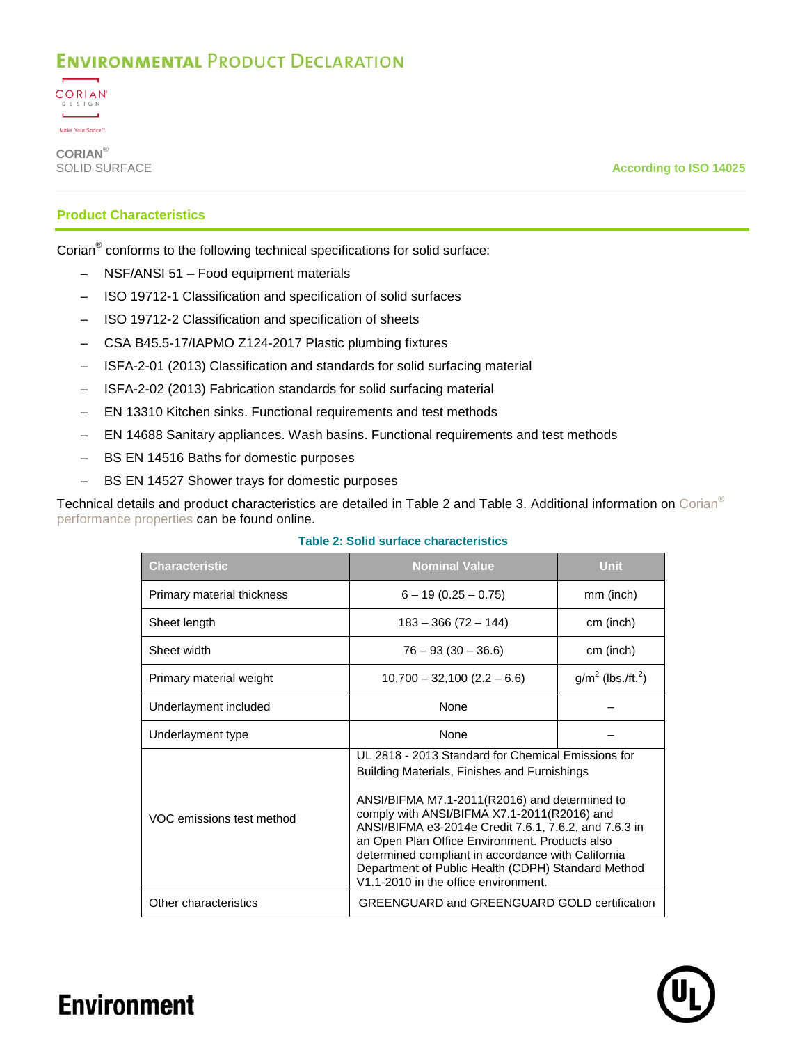## Product Characteristics

Corian® conforms to the following technical specifications for solid surface:

- NSF/ANSI 51 – Food equipment materials
- ISO 19712-1 Classification and specification of solid surfaces
- ISO 19712-2 Classification and specification of sheets
- CSA B45.5-17/IAPMO Z124-2017 Plastic plumbing fixtures
- ISFA-2-01 (2013) Classification and standards for solid surfacing material
- ISFA-2-02 (2013) Fabrication standards for solid surfacing material
- EN 13310 Kitchen sinks. Functional requirements and test methods
- EN 14688 Sanitary appliances. Wash basins. Functional requirements and test methods
- BS EN 14516 Baths for domestic purposes
- BS EN 14527 Shower trays for domestic purposes

Technical details and product characteristics are detailed in Table 2 and Table 3. Additional information on Corian® performance properties can be found online.

**Table 2: Solid surface characteristics**

| Characteristic | Nominal Value | Unit |
|---|---|---|
| Primary material thickness | 6 – 19 (0.25 – 0.75) | mm (inch) |
| Sheet length | 183 – 366 (72 – 144) | cm (inch) |
| Sheet width | 76 – 93 (30 – 36.6) | cm (inch) |
| Primary material weight | 10,700 – 32,100 (2.2 – 6.6) | $g/m^2$ ($lbs./ft.^2$) |
| Underlayment included | None | – |
| Underlayment type | None | – |
| VOC emissions test method | UL 2818 - 2013 Standard for Chemical Emissions for Building Materials, Finishes and Furnishings<br><br>ANSI/BIFMA M7.1-2011(R2016) and determined to comply with ANSI/BIFMA X7.1-2011(R2016) and ANSI/BIFMA e3-2014e Credit 7.6.1, 7.6.2, and 7.6.3 in an Open Plan Office Environment. Products also determined compliant in accordance with California Department of Public Health (CDPH) Standard Method V1.1-2010 in the office environment. | |
| Other characteristics | GREENGUARD and GREENGUARD GOLD certification | |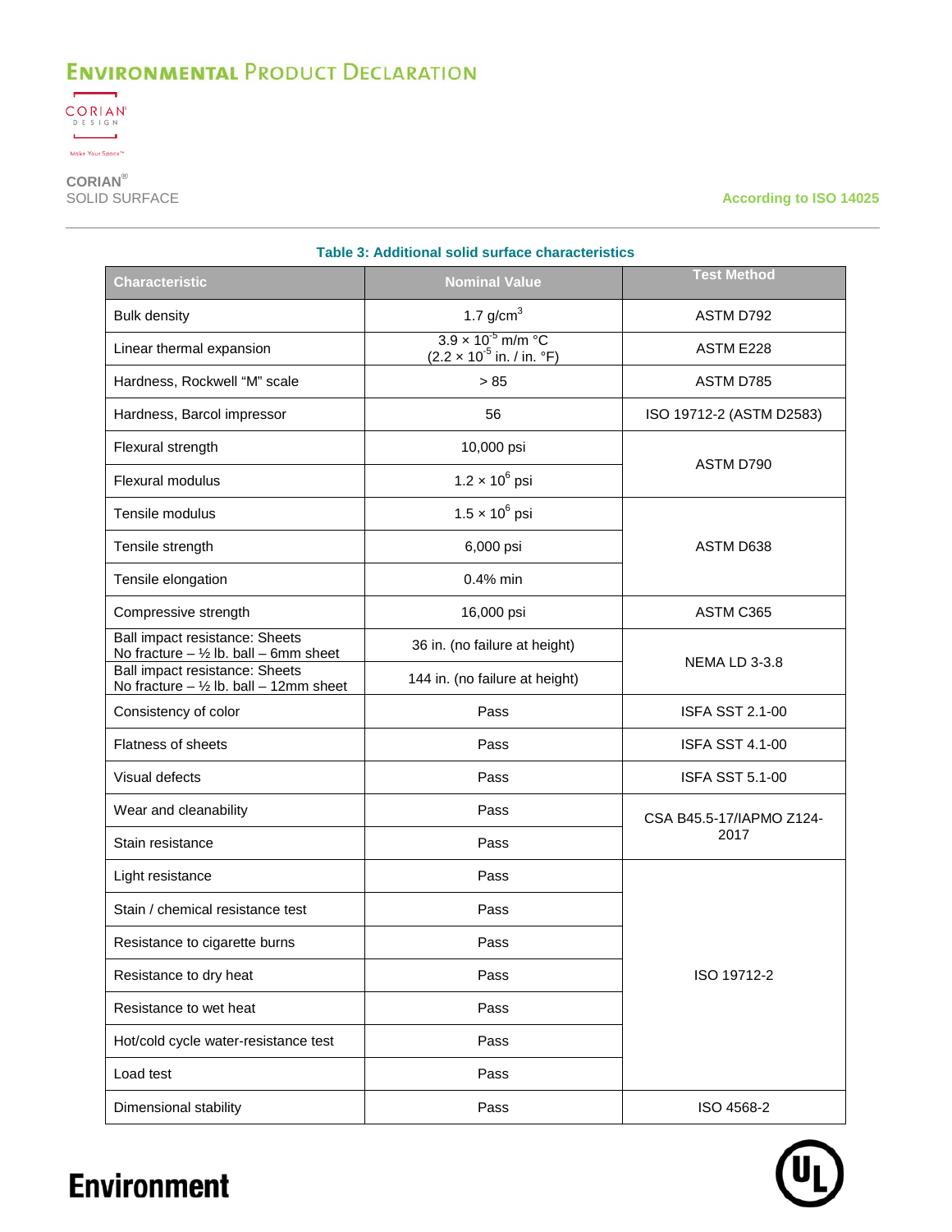**Table 3: Additional solid surface characteristics**

| Characteristic | Nominal Value | Test Method |
|---|---|---|
| Bulk density | 1.7 g/cm$^3$ | ASTM D792 |
| Linear thermal expansion | $3.9 \times 10^{-5}$ m/m °C ($2.2 \times 10^{-5}$ in. / in. °F) | ASTM E228 |
| Hardness, Rockwell "M" scale | > 85 | ASTM D785 |
| Hardness, Barcol impressor | 56 | ISO 19712-2 (ASTM D2583) |
| Flexural strength | 10,000 psi | ASTM D790 |
| Flexural modulus | $1.2 \times 10^{6}$ psi | ASTM D790 |
| Tensile modulus | $1.5 \times 10^{6}$ psi | ASTM D638 |
| Tensile strength | 6,000 psi | ASTM D638 |
| Tensile elongation | 0.4% min | ASTM D638 |
| Compressive strength | 16,000 psi | ASTM C365 |
| Ball impact resistance: Sheets No fracture – ½ lb. ball – 6mm sheet | 36 in. (no failure at height) | NEMA LD 3-3.8 |
| Ball impact resistance: Sheets No fracture – ½ lb. ball – 12mm sheet | 144 in. (no failure at height) | NEMA LD 3-3.8 |
| Consistency of color | Pass | ISFA SST 2.1-00 |
| Flatness of sheets | Pass | ISFA SST 4.1-00 |
| Visual defects | Pass | ISFA SST 5.1-00 |
| Wear and cleanability | Pass | CSA B45.5-17/IAPMO Z124-2017 |
| Stain resistance | Pass | CSA B45.5-17/IAPMO Z124-2017 |
| Light resistance | Pass | ISO 19712-2 |
| Stain / chemical resistance test | Pass | ISO 19712-2 |
| Resistance to cigarette burns | Pass | ISO 19712-2 |
| Resistance to dry heat | Pass | ISO 19712-2 |
| Resistance to wet heat | Pass | ISO 19712-2 |
| Hot/cold cycle water-resistance test | Pass | ISO 19712-2 |
| Load test | Pass | ISO 19712-2 |
| Dimensional stability | Pass | ISO 4568-2 |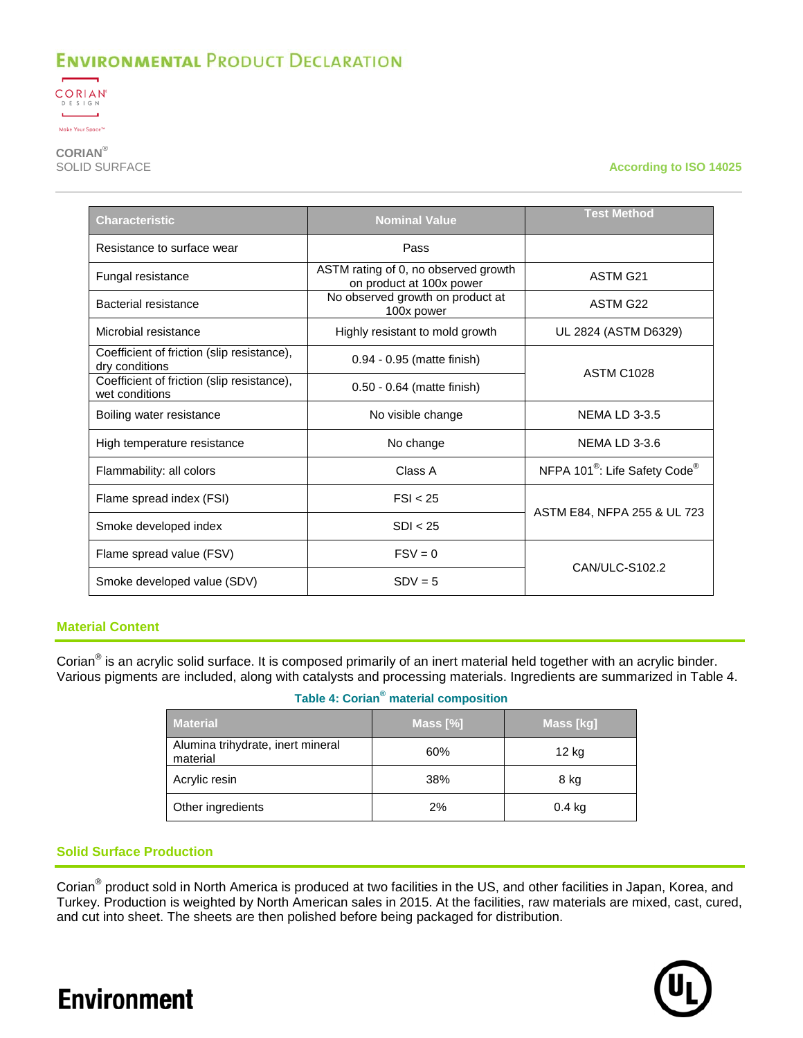| Characteristic | Nominal Value | Test Method |
|---|---|---|
| Resistance to surface wear | Pass | |
| Fungal resistance | ASTM rating of 0, no observed growth on product at 100x power | ASTM G21 |
| Bacterial resistance | No observed growth on product at 100x power | ASTM G22 |
| Microbial resistance | Highly resistant to mold growth | UL 2824 (ASTM D6329) |
| Coefficient of friction (slip resistance), dry conditions | 0.94 - 0.95 (matte finish) | ASTM C1028 |
| Coefficient of friction (slip resistance), wet conditions | 0.50 - 0.64 (matte finish) | |
| Boiling water resistance | No visible change | NEMA LD 3-3.5 |
| High temperature resistance | No change | NEMA LD 3-3.6 |
| Flammability: all colors | Class A | NFPA 101®: Life Safety Code® |
| Flame spread index (FSI) | FSI < 25 | ASTM E84, NFPA 255 & UL 723 |
| Smoke developed index | SDI < 25 | |
| Flame spread value (FSV) | FSV = 0 | CAN/ULC-S102.2 |
| Smoke developed value (SDV) | SDV = 5 | |

## Material Content

Corian® is an acrylic solid surface. It is composed primarily of an inert material held together with an acrylic binder. Various pigments are included, along with catalysts and processing materials. Ingredients are summarized in Table 4.

**Table 4: Corian® material composition**

| Material | Mass [%] | Mass [kg] |
|---|---|---|
| Alumina trihydrate, inert mineral material | 60% | 12 kg |
| Acrylic resin | 38% | 8 kg |
| Other ingredients | 2% | 0.4 kg |

## Solid Surface Production

Corian® product sold in North America is produced at two facilities in the US, and other facilities in Japan, Korea, and Turkey. Production is weighted by North American sales in 2015. At the facilities, raw materials are mixed, cast, cured, and cut into sheet. The sheets are then polished before being packaged for distribution.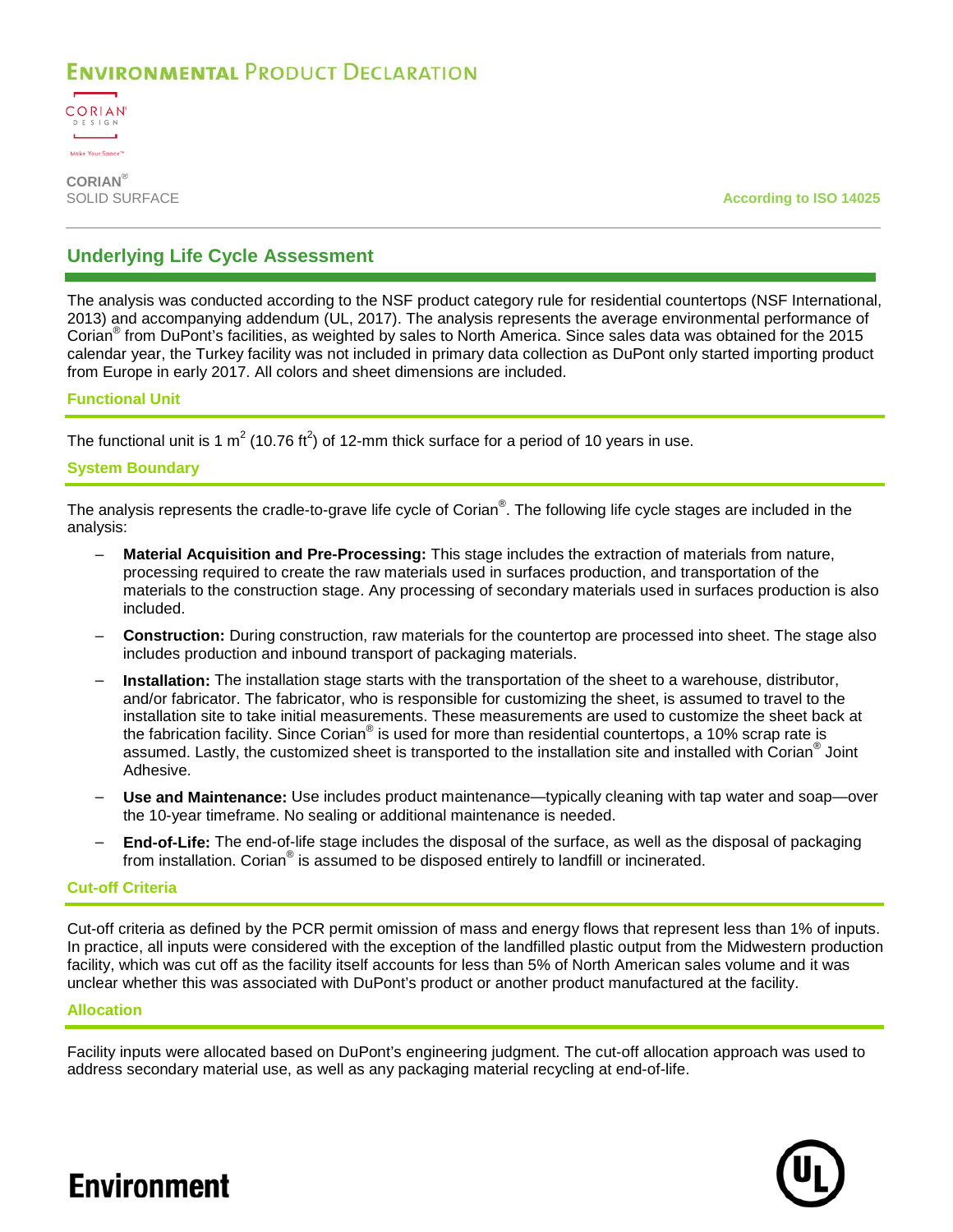## Underlying Life Cycle Assessment

The analysis was conducted according to the NSF product category rule for residential countertops (NSF International, 2013) and accompanying addendum (UL, 2017). The analysis represents the average environmental performance of Corian® from DuPont's facilities, as weighted by sales to North America. Since sales data was obtained for the 2015 calendar year, the Turkey facility was not included in primary data collection as DuPont only started importing product from Europe in early 2017. All colors and sheet dimensions are included.

### Functional Unit

The functional unit is 1 $m^2$ (10.76 $ft^2$) of 12-mm thick surface for a period of 10 years in use.

### System Boundary

The analysis represents the cradle-to-grave life cycle of Corian®. The following life cycle stages are included in the analysis:

- **Material Acquisition and Pre-Processing:** This stage includes the extraction of materials from nature, processing required to create the raw materials used in surfaces production, and transportation of the materials to the construction stage. Any processing of secondary materials used in surfaces production is also included.
- **Construction:** During construction, raw materials for the countertop are processed into sheet. The stage also includes production and inbound transport of packaging materials.
- **Installation:** The installation stage starts with the transportation of the sheet to a warehouse, distributor, and/or fabricator. The fabricator, who is responsible for customizing the sheet, is assumed to travel to the installation site to take initial measurements. These measurements are used to customize the sheet back at the fabrication facility. Since Corian® is used for more than residential countertops, a 10% scrap rate is assumed. Lastly, the customized sheet is transported to the installation site and installed with Corian® Joint Adhesive.
- **Use and Maintenance:** Use includes product maintenance—typically cleaning with tap water and soap—over the 10-year timeframe. No sealing or additional maintenance is needed.
- **End-of-Life:** The end-of-life stage includes the disposal of the surface, as well as the disposal of packaging from installation. Corian® is assumed to be disposed entirely to landfill or incinerated.

### Cut-off Criteria

Cut-off criteria as defined by the PCR permit omission of mass and energy flows that represent less than 1% of inputs. In practice, all inputs were considered with the exception of the landfilled plastic output from the Midwestern production facility, which was cut off as the facility itself accounts for less than 5% of North American sales volume and it was unclear whether this was associated with DuPont's product or another product manufactured at the facility.

### Allocation

Facility inputs were allocated based on DuPont's engineering judgment. The cut-off allocation approach was used to address secondary material use, as well as any packaging material recycling at end-of-life.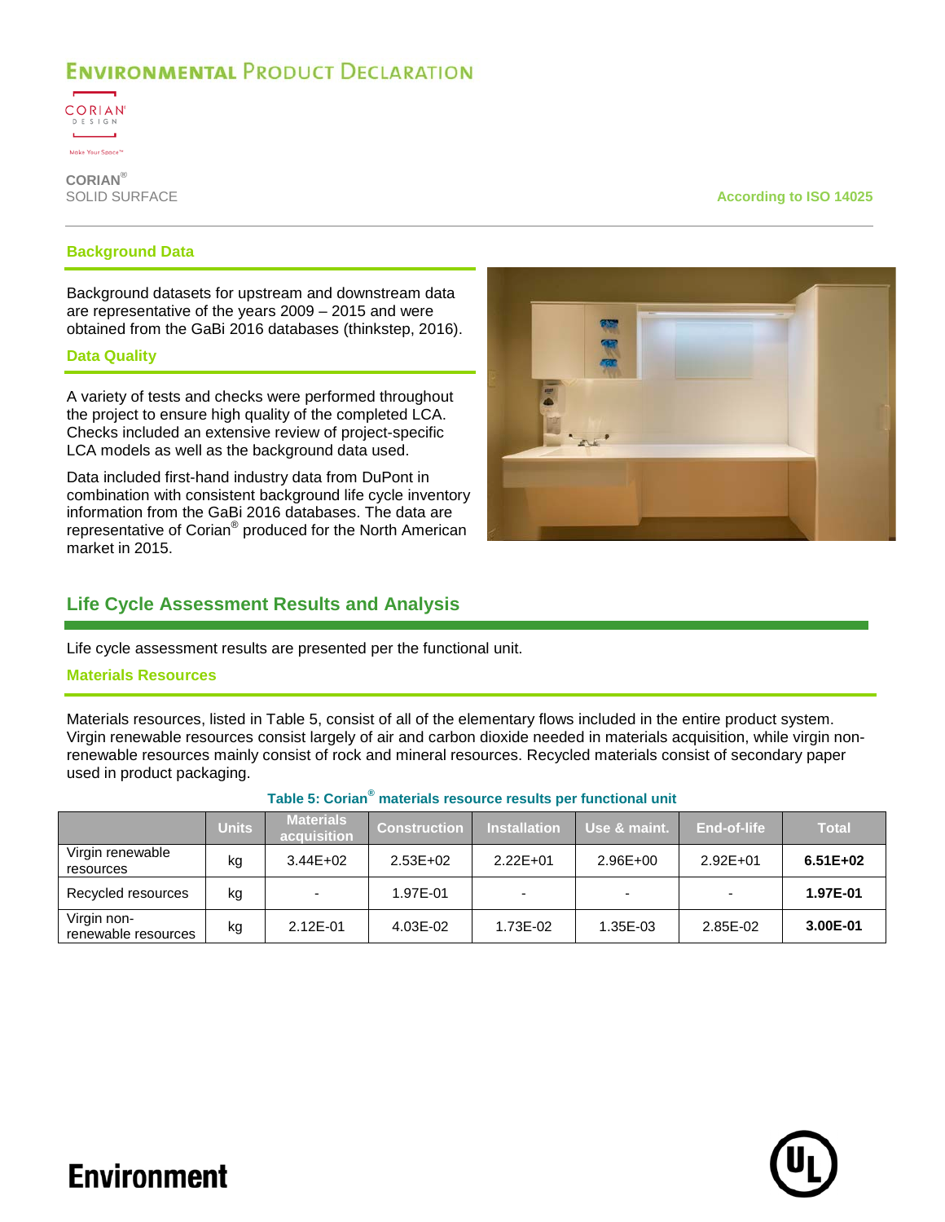## Background Data

Background datasets for upstream and downstream data are representative of the years 2009 – 2015 and were obtained from the GaBi 2016 databases (thinkstep, 2016).

## Data Quality

A variety of tests and checks were performed throughout the project to ensure high quality of the completed LCA. Checks included an extensive review of project-specific LCA models as well as the background data used.

Data included first-hand industry data from DuPont in combination with consistent background life cycle inventory information from the GaBi 2016 databases. The data are representative of Corian® produced for the North American market in 2015.

# Life Cycle Assessment Results and Analysis

Life cycle assessment results are presented per the functional unit.

## Materials Resources

Materials resources, listed in Table 5, consist of all of the elementary flows included in the entire product system. Virgin renewable resources consist largely of air and carbon dioxide needed in materials acquisition, while virgin non-renewable resources mainly consist of rock and mineral resources. Recycled materials consist of secondary paper used in product packaging.

**Table 5: Corian® materials resource results per functional unit**

| | Units | Materials acquisition | Construction | Installation | Use & maint. | End-of-life | Total |
|---|---|---|---|---|---|---|---|
| Virgin renewable resources | kg | 3.44E+02 | 2.53E+02 | 2.22E+01 | 2.96E+00 | 2.92E+01 | **6.51E+02** |
| Recycled resources | kg | - | 1.97E-01 | - | - | - | **1.97E-01** |
| Virgin non-renewable resources | kg | 2.12E-01 | 4.03E-02 | 1.73E-02 | 1.35E-03 | 2.85E-02 | **3.00E-01** |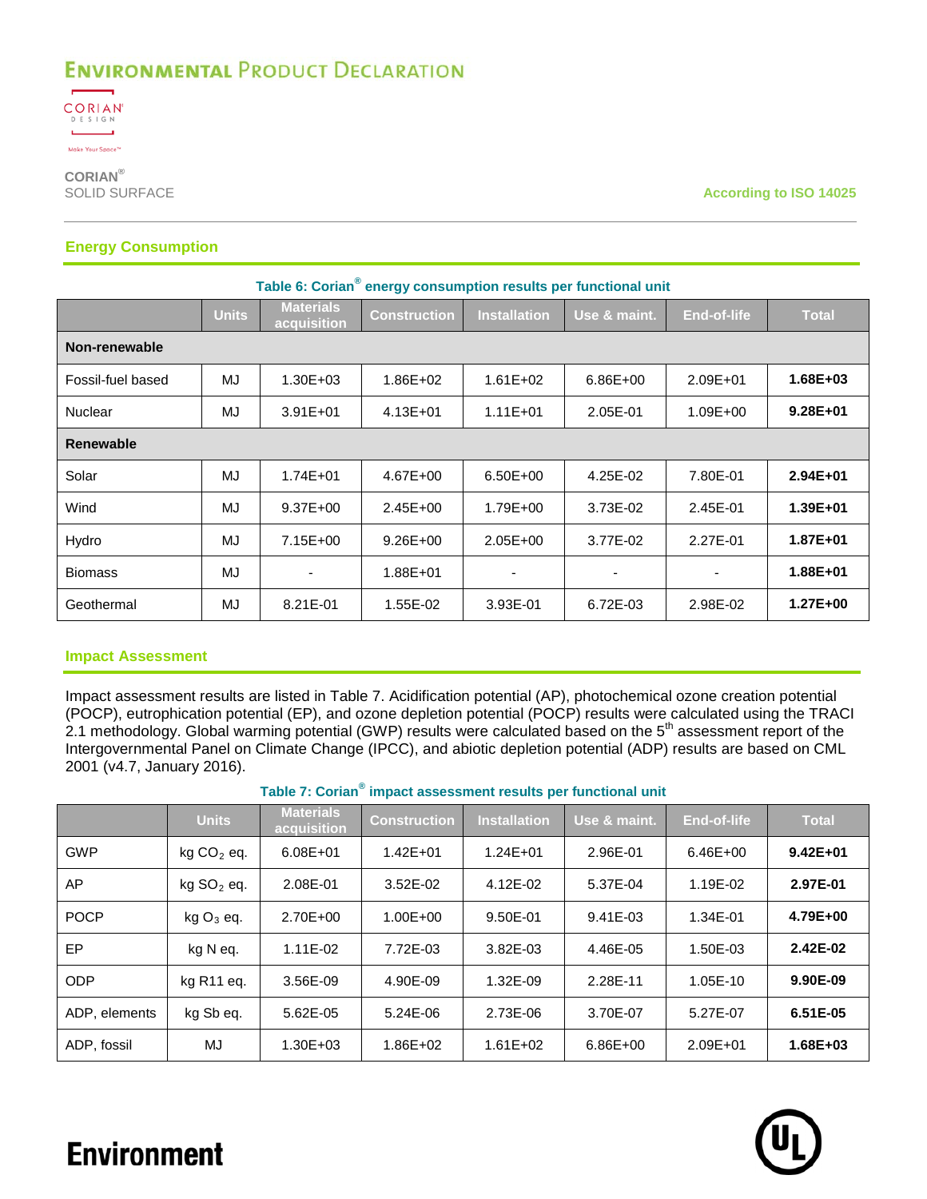## Energy Consumption

**Table 6: Corian® energy consumption results per functional unit**

| | Units | Materials acquisition | Construction | Installation | Use & maint. | End-of-life | Total |
|---|---|---|---|---|---|---|---|
| **Non-renewable** | | | | | | | |
| Fossil-fuel based | MJ | 1.30E+03 | 1.86E+02 | 1.61E+02 | 6.86E+00 | 2.09E+01 | **1.68E+03** |
| Nuclear | MJ | 3.91E+01 | 4.13E+01 | 1.11E+01 | 2.05E-01 | 1.09E+00 | **9.28E+01** |
| **Renewable** | | | | | | | |
| Solar | MJ | 1.74E+01 | 4.67E+00 | 6.50E+00 | 4.25E-02 | 7.80E-01 | **2.94E+01** |
| Wind | MJ | 9.37E+00 | 2.45E+00 | 1.79E+00 | 3.73E-02 | 2.45E-01 | **1.39E+01** |
| Hydro | MJ | 7.15E+00 | 9.26E+00 | 2.05E+00 | 3.77E-02 | 2.27E-01 | **1.87E+01** |
| Biomass | MJ | - | 1.88E+01 | - | - | - | **1.88E+01** |
| Geothermal | MJ | 8.21E-01 | 1.55E-02 | 3.93E-01 | 6.72E-03 | 2.98E-02 | **1.27E+00** |

## Impact Assessment

Impact assessment results are listed in Table 7. Acidification potential (AP), photochemical ozone creation potential (POCP), eutrophication potential (EP), and ozone depletion potential (POCP) results were calculated using the TRACI 2.1 methodology. Global warming potential (GWP) results were calculated based on the 5th assessment report of the Intergovernmental Panel on Climate Change (IPCC), and abiotic depletion potential (ADP) results are based on CML 2001 (v4.7, January 2016).

**Table 7: Corian® impact assessment results per functional unit**

| | Units | Materials acquisition | Construction | Installation | Use & maint. | End-of-life | Total |
|---|---|---|---|---|---|---|---|
| GWP | kg $CO_2$ eq. | 6.08E+01 | 1.42E+01 | 1.24E+01 | 2.96E-01 | 6.46E+00 | **9.42E+01** |
| AP | kg $SO_2$ eq. | 2.08E-01 | 3.52E-02 | 4.12E-02 | 5.37E-04 | 1.19E-02 | **2.97E-01** |
| POCP | kg $O_3$ eq. | 2.70E+00 | 1.00E+00 | 9.50E-01 | 9.41E-03 | 1.34E-01 | **4.79E+00** |
| EP | kg N eq. | 1.11E-02 | 7.72E-03 | 3.82E-03 | 4.46E-05 | 1.50E-03 | **2.42E-02** |
| ODP | kg R11 eq. | 3.56E-09 | 4.90E-09 | 1.32E-09 | 2.28E-11 | 1.05E-10 | **9.90E-09** |
| ADP, elements | kg Sb eq. | 5.62E-05 | 5.24E-06 | 2.73E-06 | 3.70E-07 | 5.27E-07 | **6.51E-05** |
| ADP, fossil | MJ | 1.30E+03 | 1.86E+02 | 1.61E+02 | 6.86E+00 | 2.09E+01 | **1.68E+03** |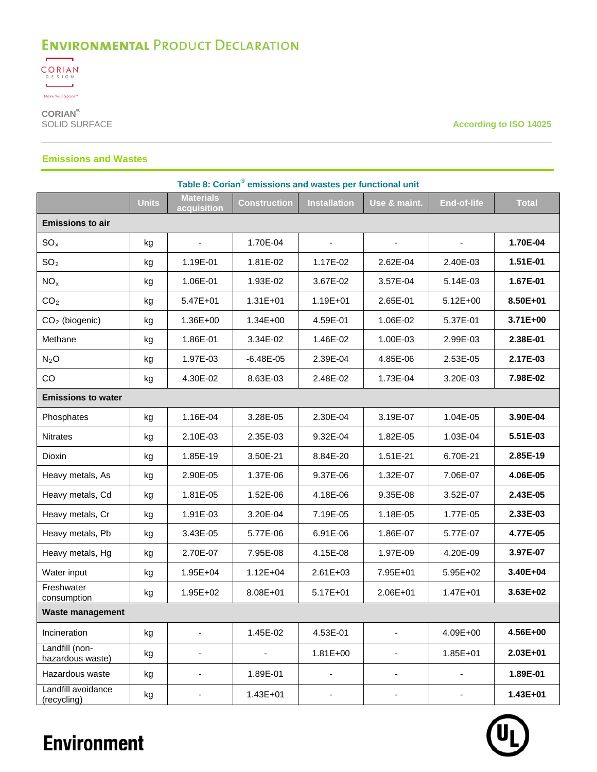## Emissions and Wastes

**Table 8: Corian® emissions and wastes per functional unit**

| | Units | Materials acquisition | Construction | Installation | Use & maint. | End-of-life | Total |
|---|---|---|---|---|---|---|---|
| **Emissions to air** | | | | | | | |
| $SO_x$ | kg | - | 1.70E-04 | - | - | - | **1.70E-04** |
| $SO_2$ | kg | 1.19E-01 | 1.81E-02 | 1.17E-02 | 2.62E-04 | 2.40E-03 | **1.51E-01** |
| $NO_x$ | kg | 1.06E-01 | 1.93E-02 | 3.67E-02 | 3.57E-04 | 5.14E-03 | **1.67E-01** |
| $CO_2$ | kg | 5.47E+01 | 1.31E+01 | 1.19E+01 | 2.65E-01 | 5.12E+00 | **8.50E+01** |
| $CO_2$ (biogenic) | kg | 1.36E+00 | 1.34E+00 | 4.59E-01 | 1.06E-02 | 5.37E-01 | **3.71E+00** |
| Methane | kg | 1.86E-01 | 3.34E-02 | 1.46E-02 | 1.00E-03 | 2.99E-03 | **2.38E-01** |
| $N_2O$ | kg | 1.97E-03 | -6.48E-05 | 2.39E-04 | 4.85E-06 | 2.53E-05 | **2.17E-03** |
| CO | kg | 4.30E-02 | 8.63E-03 | 2.48E-02 | 1.73E-04 | 3.20E-03 | **7.98E-02** |
| **Emissions to water** | | | | | | | |
| Phosphates | kg | 1.16E-04 | 3.28E-05 | 2.30E-04 | 3.19E-07 | 1.04E-05 | **3.90E-04** |
| Nitrates | kg | 2.10E-03 | 2.35E-03 | 9.32E-04 | 1.82E-05 | 1.03E-04 | **5.51E-03** |
| Dioxin | kg | 1.85E-19 | 3.50E-21 | 8.84E-20 | 1.51E-21 | 6.70E-21 | **2.85E-19** |
| Heavy metals, As | kg | 2.90E-05 | 1.37E-06 | 9.37E-06 | 1.32E-07 | 7.06E-07 | **4.06E-05** |
| Heavy metals, Cd | kg | 1.81E-05 | 1.52E-06 | 4.18E-06 | 9.35E-08 | 3.52E-07 | **2.43E-05** |
| Heavy metals, Cr | kg | 1.91E-03 | 3.20E-04 | 7.19E-05 | 1.18E-05 | 1.77E-05 | **2.33E-03** |
| Heavy metals, Pb | kg | 3.43E-05 | 5.77E-06 | 6.91E-06 | 1.86E-07 | 5.77E-07 | **4.77E-05** |
| Heavy metals, Hg | kg | 2.70E-07 | 7.95E-08 | 4.15E-08 | 1.97E-09 | 4.20E-09 | **3.97E-07** |
| Water input | kg | 1.95E+04 | 1.12E+04 | 2.61E+03 | 7.95E+01 | 5.95E+02 | **3.40E+04** |
| Freshwater consumption | kg | 1.95E+02 | 8.08E+01 | 5.17E+01 | 2.06E+01 | 1.47E+01 | **3.63E+02** |
| **Waste management** | | | | | | | |
| Incineration | kg | - | 1.45E-02 | 4.53E-01 | - | 4.09E+00 | **4.56E+00** |
| Landfill (non-hazardous waste) | kg | - | - | 1.81E+00 | - | 1.85E+01 | **2.03E+01** |
| Hazardous waste | kg | - | 1.89E-01 | - | - | - | **1.89E-01** |
| Landfill avoidance (recycling) | kg | - | 1.43E+01 | - | - | - | **1.43E+01** |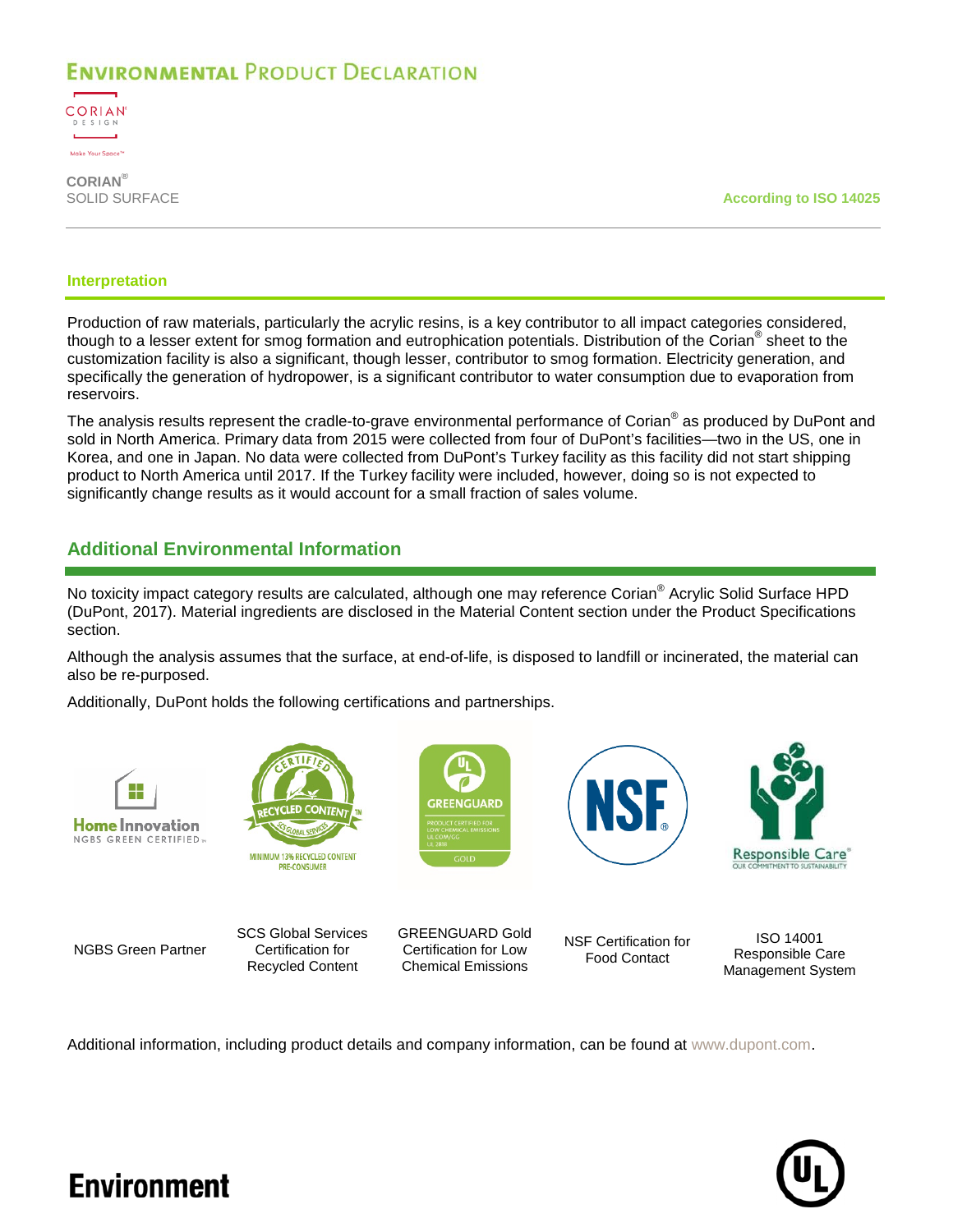## Interpretation

Production of raw materials, particularly the acrylic resins, is a key contributor to all impact categories considered, though to a lesser extent for smog formation and eutrophication potentials. Distribution of the Corian® sheet to the customization facility is also a significant, though lesser, contributor to smog formation. Electricity generation, and specifically the generation of hydropower, is a significant contributor to water consumption due to evaporation from reservoirs.

The analysis results represent the cradle-to-grave environmental performance of Corian® as produced by DuPont and sold in North America. Primary data from 2015 were collected from four of DuPont's facilities—two in the US, one in Korea, and one in Japan. No data were collected from DuPont's Turkey facility as this facility did not start shipping product to North America until 2017. If the Turkey facility were included, however, doing so is not expected to significantly change results as it would account for a small fraction of sales volume.

## Additional Environmental Information

No toxicity impact category results are calculated, although one may reference Corian® Acrylic Solid Surface HPD (DuPont, 2017). Material ingredients are disclosed in the Material Content section under the Product Specifications section.

Although the analysis assumes that the surface, at end-of-life, is disposed to landfill or incinerated, the material can also be re-purposed.

Additionally, DuPont holds the following certifications and partnerships.

| NGBS Green Partner | SCS Global Services Certification for Recycled Content | GREENGUARD Gold Certification for Low Chemical Emissions | NSF Certification for Food Contact | ISO 14001 Responsible Care Management System |
|---|---|---|---|---|

Additional information, including product details and company information, can be found at www.dupont.com.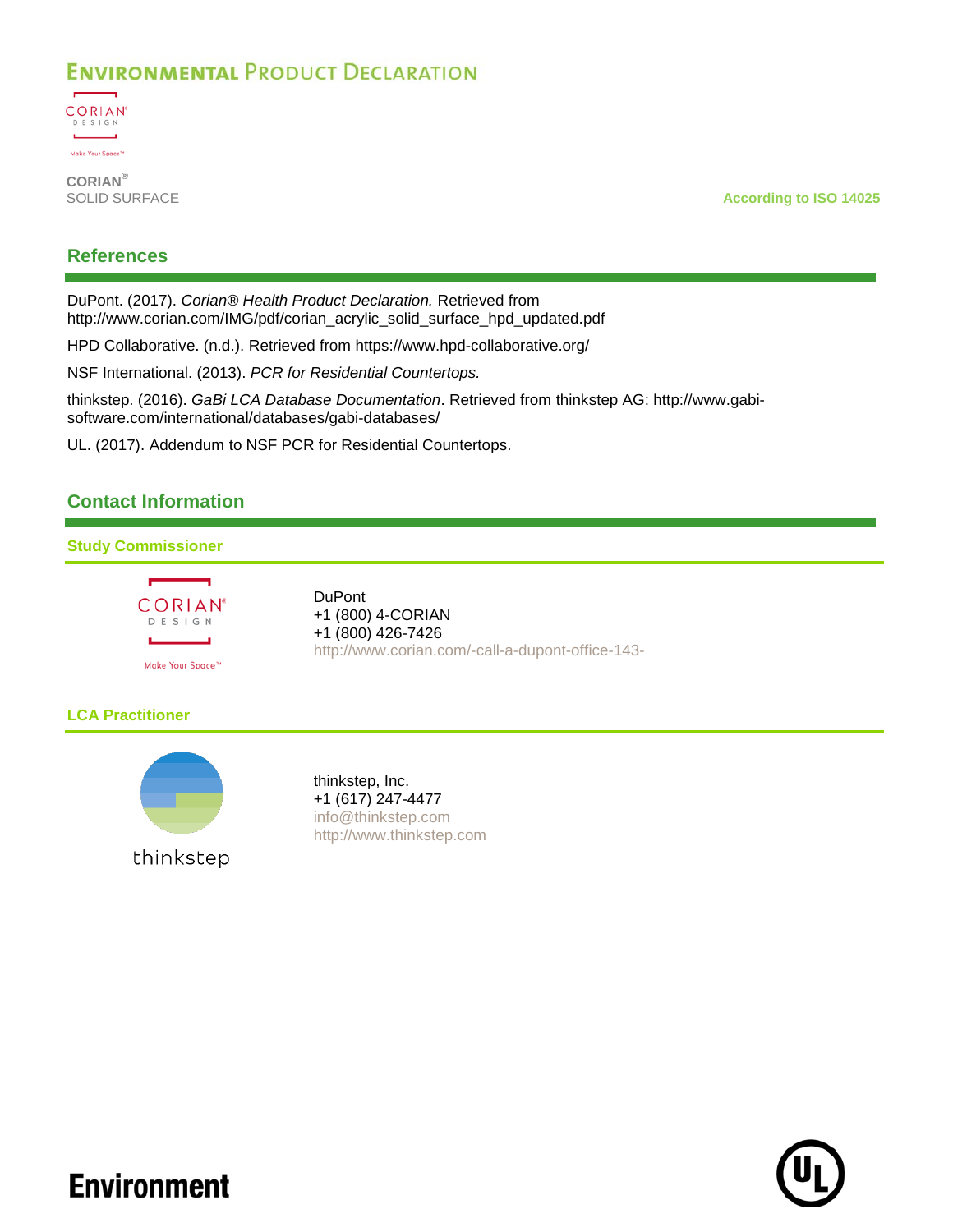## References

DuPont. (2017). *Corian® Health Product Declaration.* Retrieved from http://www.corian.com/IMG/pdf/corian_acrylic_solid_surface_hpd_updated.pdf

HPD Collaborative. (n.d.). Retrieved from https://www.hpd-collaborative.org/

NSF International. (2013). *PCR for Residential Countertops.*

thinkstep. (2016). *GaBi LCA Database Documentation*. Retrieved from thinkstep AG: http://www.gabi-software.com/international/databases/gabi-databases/

UL. (2017). Addendum to NSF PCR for Residential Countertops.

## Contact Information

### Study Commissioner

DuPont
+1 (800) 4-CORIAN
+1 (800) 426-7426
http://www.corian.com/-call-a-dupont-office-143-

### LCA Practitioner

thinkstep, Inc.
+1 (617) 247-4477
info@thinkstep.com
http://www.thinkstep.com